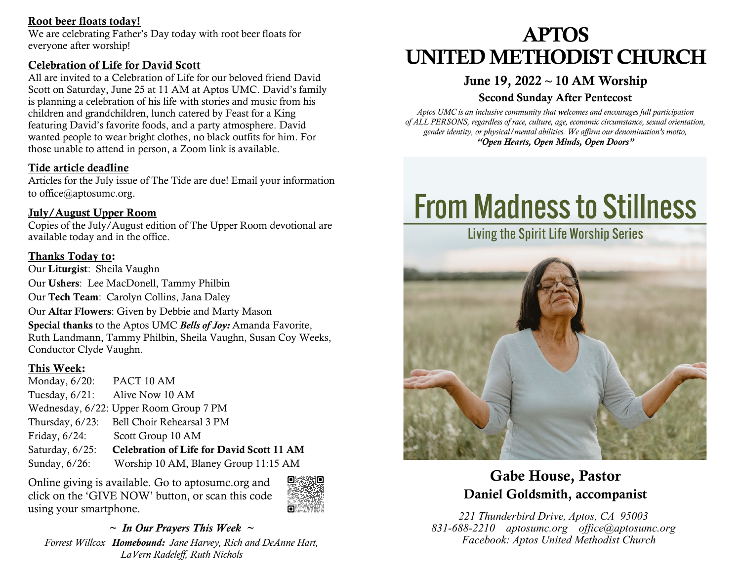**Root beer floats today!**

We are celebrating Father's Day today with root beer floats for everyone after worship!

**Celebration of Life for David Scott**

All are invited to a Celebration of Life for our beloved friend David Scott on Saturday, June 25 at 11 AM at Aptos UMC. David's family is planning a celebration of his life with stories and music from his children and grandchildren, lunch catered by Feast for a King featuring David's favorite foods, and a party atmosphere. David wanted people to wear bright clothes, no black outfits for him. For those unable to attend in person, a Zoom link is available.

**Tide article deadline**

Articles for the July issue of The Tide are due! Email your information to office@aptosumc.org.

**July/August Upper Room**

Copies of the July/August edition of The Upper Room devotional are available today and in the office.

**Thanks Today to:**

Our **Liturgist**: Sheila Vaughn

Our **Ushers**: Lee MacDonell, Tammy Philbin

Our **Tech Team**: Carolyn Collins, Jana Daley

Our **Altar Flowers**: Given by Debbie and Marty Mason

**Special thanks** to the Aptos UMC ***Bells of Joy:*** Amanda Favorite, Ruth Landmann, Tammy Philbin, Sheila Vaughn, Susan Coy Weeks, Conductor Clyde Vaughn.

**This Week:**

Monday, 6/20: PACT 10 AM
Tuesday, 6/21: Alive Now 10 AM
Wednesday, 6/22: Upper Room Group 7 PM
Thursday, 6/23: Bell Choir Rehearsal 3 PM
Friday, 6/24: Scott Group 10 AM
Saturday, 6/25: **Celebration of Life for David Scott 11 AM**
Sunday, 6/26: Worship 10 AM, Blaney Group 11:15 AM

Online giving is available. Go to aptosumc.org and click on the 'GIVE NOW' button, or scan this code using your smartphone.

*~ In Our Prayers This Week ~*

*Forrest Willcox* ***Homebound:*** *Jane Harvey, Rich and DeAnne Hart, LaVern Radeleff, Ruth Nichols*

# APTOS UNITED METHODIST CHURCH

## June 19, 2022 ~ 10 AM Worship

### Second Sunday After Pentecost

*Aptos UMC is an inclusive community that welcomes and encourages full participation of ALL PERSONS, regardless of race, culture, age, economic circumstance, sexual orientation, gender identity, or physical/mental abilities. We affirm our denomination's motto,* ***"Open Hearts, Open Minds, Open Doors"***

From Madness to Stillness

Living the Spirit Life Worship Series

## Gabe House, Pastor

### Daniel Goldsmith, accompanist

*221 Thunderbird Drive, Aptos, CA 95003*
*831-688-2210 aptosumc.org office@aptosumc.org*
*Facebook: Aptos United Methodist Church*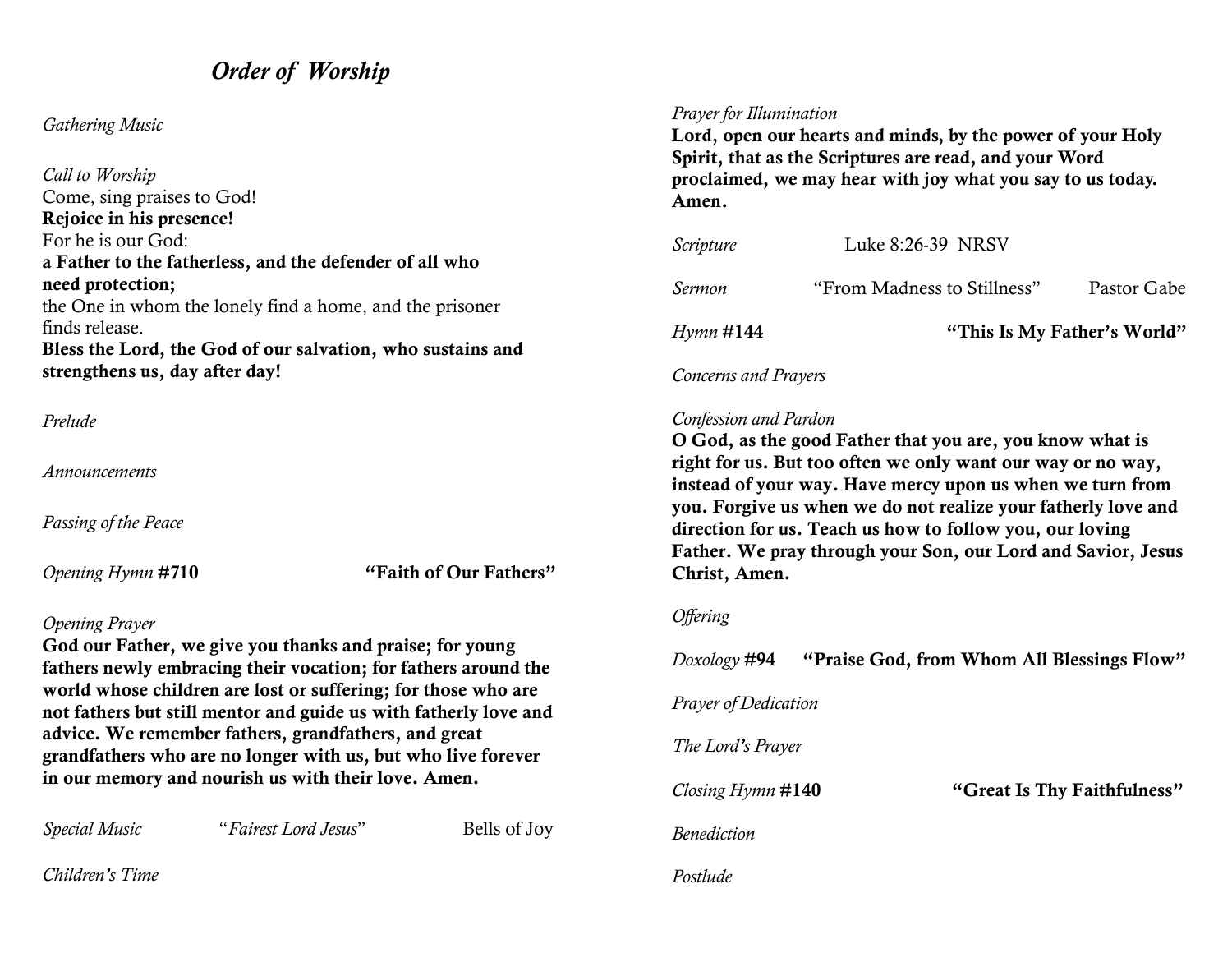## *Order of Worship*

*Gathering Music*

*Call to Worship*
Come, sing praises to God!
**Rejoice in his presence!**
For he is our God:
**a Father to the fatherless, and the defender of all who need protection;**
the One in whom the lonely find a home, and the prisoner finds release.
**Bless the Lord, the God of our salvation, who sustains and strengthens us, day after day!**

*Prelude*

*Announcements*

*Passing of the Peace*

*Opening Hymn* **#710** **"Faith of Our Fathers"**

*Opening Prayer*
**God our Father, we give you thanks and praise; for young fathers newly embracing their vocation; for fathers around the world whose children are lost or suffering; for those who are not fathers but still mentor and guide us with fatherly love and advice. We remember fathers, grandfathers, and great grandfathers who are no longer with us, but who live forever in our memory and nourish us with their love. Amen.**

*Special Music* "*Fairest Lord Jesus*" Bells of Joy

*Children's Time*

*Prayer for Illumination*
**Lord, open our hearts and minds, by the power of your Holy Spirit, that as the Scriptures are read, and your Word proclaimed, we may hear with joy what you say to us today. Amen.**

*Scripture* Luke 8:26-39 NRSV

*Sermon* "From Madness to Stillness" Pastor Gabe

*Hymn* **#144** **"This Is My Father's World"**

*Concerns and Prayers*

*Confession and Pardon*
**O God, as the good Father that you are, you know what is right for us. But too often we only want our way or no way, instead of your way. Have mercy upon us when we turn from you. Forgive us when we do not realize your fatherly love and direction for us. Teach us how to follow you, our loving Father. We pray through your Son, our Lord and Savior, Jesus Christ, Amen.**

*Offering*

*Doxology* **#94** **"Praise God, from Whom All Blessings Flow"**

*Prayer of Dedication*

*The Lord's Prayer*

*Closing Hymn* **#140** **"Great Is Thy Faithfulness"**

*Benediction*

*Postlude*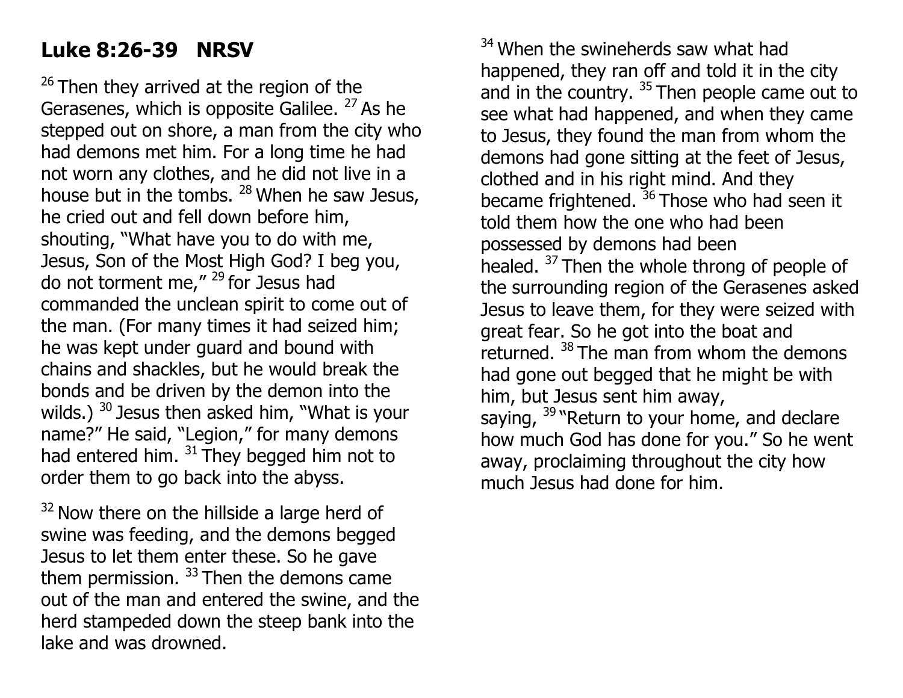## Luke 8:26-39 NRSV

[26] Then they arrived at the region of the Gerasenes, which is opposite Galilee. [27] As he stepped out on shore, a man from the city who had demons met him. For a long time he had not worn any clothes, and he did not live in a house but in the tombs. [28] When he saw Jesus, he cried out and fell down before him, shouting, "What have you to do with me, Jesus, Son of the Most High God? I beg you, do not torment me," [29] for Jesus had commanded the unclean spirit to come out of the man. (For many times it had seized him; he was kept under guard and bound with chains and shackles, but he would break the bonds and be driven by the demon into the wilds.) [30] Jesus then asked him, "What is your name?" He said, "Legion," for many demons had entered him. [31] They begged him not to order them to go back into the abyss.

[32] Now there on the hillside a large herd of swine was feeding, and the demons begged Jesus to let them enter these. So he gave them permission. [33] Then the demons came out of the man and entered the swine, and the herd stampeded down the steep bank into the lake and was drowned.

[34] When the swineherds saw what had happened, they ran off and told it in the city and in the country. [35] Then people came out to see what had happened, and when they came to Jesus, they found the man from whom the demons had gone sitting at the feet of Jesus, clothed and in his right mind. And they became frightened. [36] Those who had seen it told them how the one who had been possessed by demons had been healed. [37] Then the whole throng of people of the surrounding region of the Gerasenes asked Jesus to leave them, for they were seized with great fear. So he got into the boat and returned. [38] The man from whom the demons had gone out begged that he might be with him, but Jesus sent him away, saying, [39] "Return to your home, and declare how much God has done for you." So he went away, proclaiming throughout the city how much Jesus had done for him.